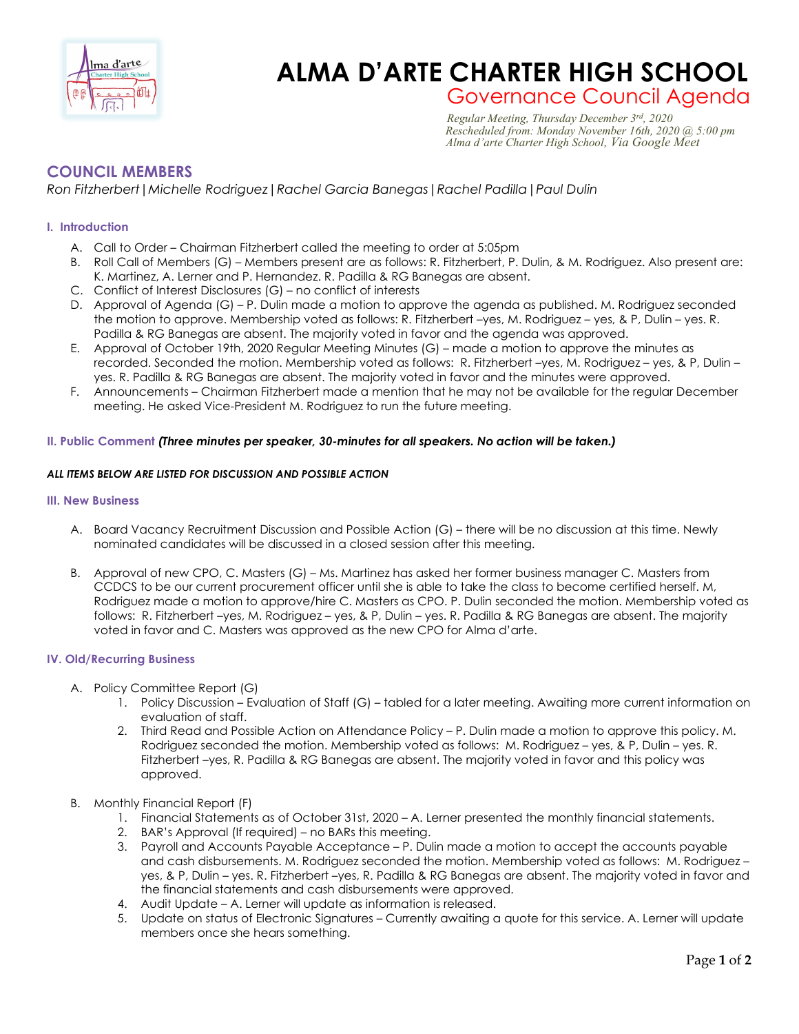# ALMA D'ARTE CHARTER HIGH SCHOOL

## Governance Council Agenda

*Regular Meeting, Thursday December 3rd, 2020*
*Rescheduled from: Monday November 16th, 2020 @ 5:00 pm*
*Alma d'arte Charter High School, Via Google Meet*

## COUNCIL MEMBERS

*Ron Fitzherbert | Michelle Rodriguez | Rachel Garcia Banegas | Rachel Padilla | Paul Dulin*

### I. Introduction

A. Call to Order – Chairman Fitzherbert called the meeting to order at 5:05pm

B. Roll Call of Members (G) – Members present are as follows: R. Fitzherbert, P. Dulin, & M. Rodriguez. Also present are: K. Martinez, A. Lerner and P. Hernandez. R. Padilla & RG Banegas are absent.

C. Conflict of Interest Disclosures (G) – no conflict of interests

D. Approval of Agenda (G) – P. Dulin made a motion to approve the agenda as published. M. Rodriguez seconded the motion to approve. Membership voted as follows: R. Fitzherbert –yes, M. Rodriguez – yes, & P, Dulin – yes. R. Padilla & RG Banegas are absent. The majority voted in favor and the agenda was approved.

E. Approval of October 19th, 2020 Regular Meeting Minutes (G) – made a motion to approve the minutes as recorded. Seconded the motion. Membership voted as follows: R. Fitzherbert –yes, M. Rodriguez – yes, & P, Dulin – yes. R. Padilla & RG Banegas are absent. The majority voted in favor and the minutes were approved.

F. Announcements – Chairman Fitzherbert made a mention that he may not be available for the regular December meeting. He asked Vice-President M. Rodriguez to run the future meeting.

### II. Public Comment *(Three minutes per speaker, 30-minutes for all speakers. No action will be taken.)*

***ALL ITEMS BELOW ARE LISTED FOR DISCUSSION AND POSSIBLE ACTION***

### III. New Business

A. Board Vacancy Recruitment Discussion and Possible Action (G) – there will be no discussion at this time. Newly nominated candidates will be discussed in a closed session after this meeting.

B. Approval of new CPO, C. Masters (G) – Ms. Martinez has asked her former business manager C. Masters from CCDCS to be our current procurement officer until she is able to take the class to become certified herself. M, Rodriguez made a motion to approve/hire C. Masters as CPO. P. Dulin seconded the motion. Membership voted as follows: R. Fitzherbert –yes, M. Rodriguez – yes, & P, Dulin – yes. R. Padilla & RG Banegas are absent. The majority voted in favor and C. Masters was approved as the new CPO for Alma d'arte.

### IV. Old/Recurring Business

A. Policy Committee Report (G)
   1. Policy Discussion – Evaluation of Staff (G) – tabled for a later meeting. Awaiting more current information on evaluation of staff.
   2. Third Read and Possible Action on Attendance Policy – P. Dulin made a motion to approve this policy. M. Rodriguez seconded the motion. Membership voted as follows: M. Rodriguez – yes, & P, Dulin – yes. R. Fitzherbert –yes, R. Padilla & RG Banegas are absent. The majority voted in favor and this policy was approved.

B. Monthly Financial Report (F)
   1. Financial Statements as of October 31st, 2020 – A. Lerner presented the monthly financial statements.
   2. BAR's Approval (If required) – no BARs this meeting.
   3. Payroll and Accounts Payable Acceptance – P. Dulin made a motion to accept the accounts payable and cash disbursements. M. Rodriguez seconded the motion. Membership voted as follows: M. Rodriguez – yes, & P, Dulin – yes. R. Fitzherbert –yes, R. Padilla & RG Banegas are absent. The majority voted in favor and the financial statements and cash disbursements were approved.
   4. Audit Update – A. Lerner will update as information is released.
   5. Update on status of Electronic Signatures – Currently awaiting a quote for this service. A. Lerner will update members once she hears something.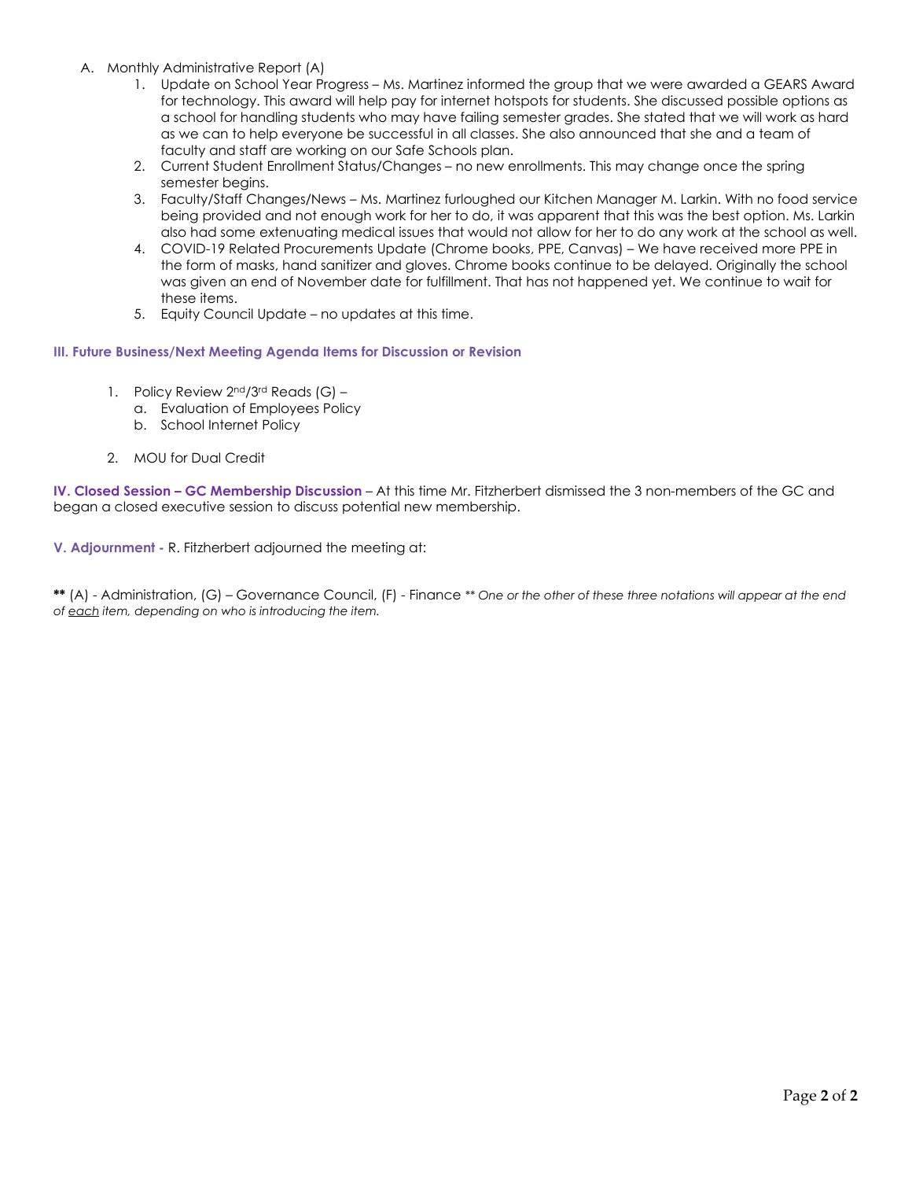A. Monthly Administrative Report (A)

1. Update on School Year Progress – Ms. Martinez informed the group that we were awarded a GEARS Award for technology. This award will help pay for internet hotspots for students. She discussed possible options as a school for handling students who may have failing semester grades. She stated that we will work as hard as we can to help everyone be successful in all classes. She also announced that she and a team of faculty and staff are working on our Safe Schools plan.
2. Current Student Enrollment Status/Changes – no new enrollments. This may change once the spring semester begins.
3. Faculty/Staff Changes/News – Ms. Martinez furloughed our Kitchen Manager M. Larkin. With no food service being provided and not enough work for her to do, it was apparent that this was the best option. Ms. Larkin also had some extenuating medical issues that would not allow for her to do any work at the school as well.
4. COVID-19 Related Procurements Update (Chrome books, PPE, Canvas) – We have received more PPE in the form of masks, hand sanitizer and gloves. Chrome books continue to be delayed. Originally the school was given an end of November date for fulfillment. That has not happened yet. We continue to wait for these items.
5. Equity Council Update – no updates at this time.

**III. Future Business/Next Meeting Agenda Items for Discussion or Revision**

1. Policy Review 2nd/3rd Reads (G) –
   a. Evaluation of Employees Policy
   b. School Internet Policy
2. MOU for Dual Credit

**IV. Closed Session – GC Membership Discussion** – At this time Mr. Fitzherbert dismissed the 3 non-members of the GC and began a closed executive session to discuss potential new membership.

**V. Adjournment -** R. Fitzherbert adjourned the meeting at:

**\*\*** (A) - Administration, (G) – Governance Council, (F) - Finance *\*\* One or the other of these three notations will appear at the end of each item, depending on who is introducing the item.*